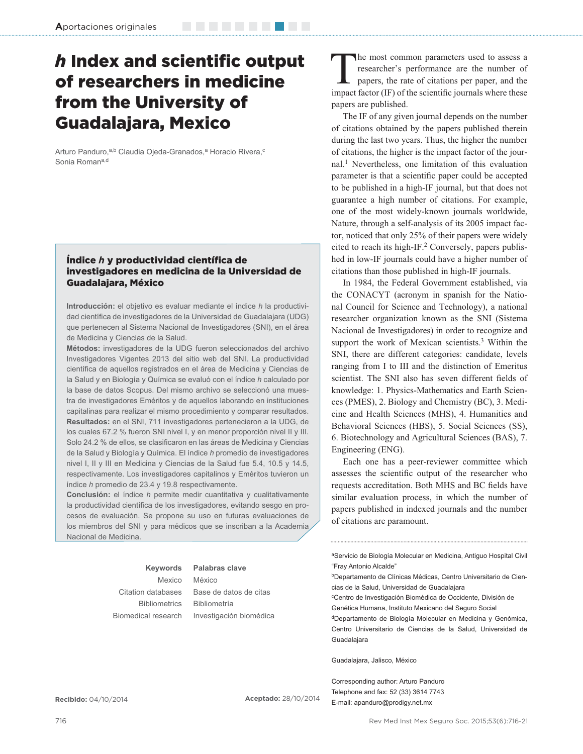# *h* Index and scientific output of researchers in medicine from the University of Guadalajara, Mexico

Arturo Panduro,[a,b] Claudia Ojeda-Granados,[a] Horacio Rivera,[c] Sonia Roman[a,d]

## Índice *h* y productividad científica de investigadores en medicina de la Universidad de Guadalajara, México

**Introducción:** el objetivo es evaluar mediante el índice *h* la productividad científica de investigadores de la Universidad de Guadalajara (UDG) que pertenecen al Sistema Nacional de Investigadores (SNI), en el área de Medicina y Ciencias de la Salud.

**Métodos:** investigadores de la UDG fueron seleccionados del archivo Investigadores Vigentes 2013 del sitio web del SNI. La productividad científica de aquellos registrados en el área de Medicina y Ciencias de la Salud y en Biología y Química se evaluó con el índice *h* calculado por la base de datos Scopus. Del mismo archivo se seleccionó una muestra de investigadores Eméritos y de aquellos laborando en instituciones capitalinas para realizar el mismo procedimiento y comparar resultados.

**Resultados:** en el SNI, 711 investigadores pertenecieron a la UDG, de los cuales 67.2 % fueron SNI nivel I, y en menor proporción nivel II y III. Solo 24.2 % de ellos, se clasificaron en las áreas de Medicina y Ciencias de la Salud y Biología y Química. El índice *h* promedio de investigadores nivel I, II y III en Medicina y Ciencias de la Salud fue 5.4, 10.5 y 14.5, respectivamente. Los investigadores capitalinos y Eméritos tuvieron un índice *h* promedio de 23.4 y 19.8 respectivamente.

**Conclusión:** el índice *h* permite medir cuantitativa y cualitativamente la productividad científica de los investigadores, evitando sesgo en procesos de evaluación. Se propone su uso en futuras evaluaciones de los miembros del SNI y para médicos que se inscriban a la Academia Nacional de Medicina.

| Keywords | Palabras clave |
|---|---|
| Mexico | México |
| Citation databases | Base de datos de citas |
| Bibliometrics | Bibliometría |
| Biomedical research | Investigación biomédica |

**Recibido:** 04/10/2014 **Aceptado:** 28/10/2014

The most common parameters used to assess a researcher's performance are the number of papers, the rate of citations per paper, and the impact factor (IF) of the scientific journals where these papers are published.

The IF of any given journal depends on the number of citations obtained by the papers published therein during the last two years. Thus, the higher the number of citations, the higher is the impact factor of the journal.[1] Nevertheless, one limitation of this evaluation parameter is that a scientific paper could be accepted to be published in a high-IF journal, but that does not guarantee a high number of citations. For example, one of the most widely-known journals worldwide, Nature, through a self-analysis of its 2005 impact factor, noticed that only 25% of their papers were widely cited to reach its high-IF.[2] Conversely, papers published in low-IF journals could have a higher number of citations than those published in high-IF journals.

In 1984, the Federal Government established, via the CONACYT (acronym in spanish for the National Council for Science and Technology), a national researcher organization known as the SNI (Sistema Nacional de Investigadores) in order to recognize and support the work of Mexican scientists.[3] Within the SNI, there are different categories: candidate, levels ranging from I to III and the distinction of Emeritus scientist. The SNI also has seven different fields of knowledge: 1. Physics-Mathematics and Earth Sciences (PMES), 2. Biology and Chemistry (BC), 3. Medicine and Health Sciences (MHS), 4. Humanities and Behavioral Sciences (HBS), 5. Social Sciences (SS), 6. Biotechnology and Agricultural Sciences (BAS), 7. Engineering (ENG).

Each one has a peer-reviewer committee which assesses the scientific output of the researcher who requests accreditation. Both MHS and BC fields have similar evaluation process, in which the number of papers published in indexed journals and the number of citations are paramount.

[a]Servicio de Biología Molecular en Medicina, Antiguo Hospital Civil "Fray Antonio Alcalde"

[b]Departamento de Clínicas Médicas, Centro Universitario de Ciencias de la Salud, Universidad de Guadalajara

[c]Centro de Investigación Biomédica de Occidente, División de Genética Humana, Instituto Mexicano del Seguro Social

[d]Departamento de Biología Molecular en Medicina y Genómica, Centro Universitario de Ciencias de la Salud, Universidad de Guadalajara

Guadalajara, Jalisco, México

Corresponding author: Arturo Panduro
Telephone and fax: 52 (33) 3614 7743
E-mail: apanduro@prodigy.net.mx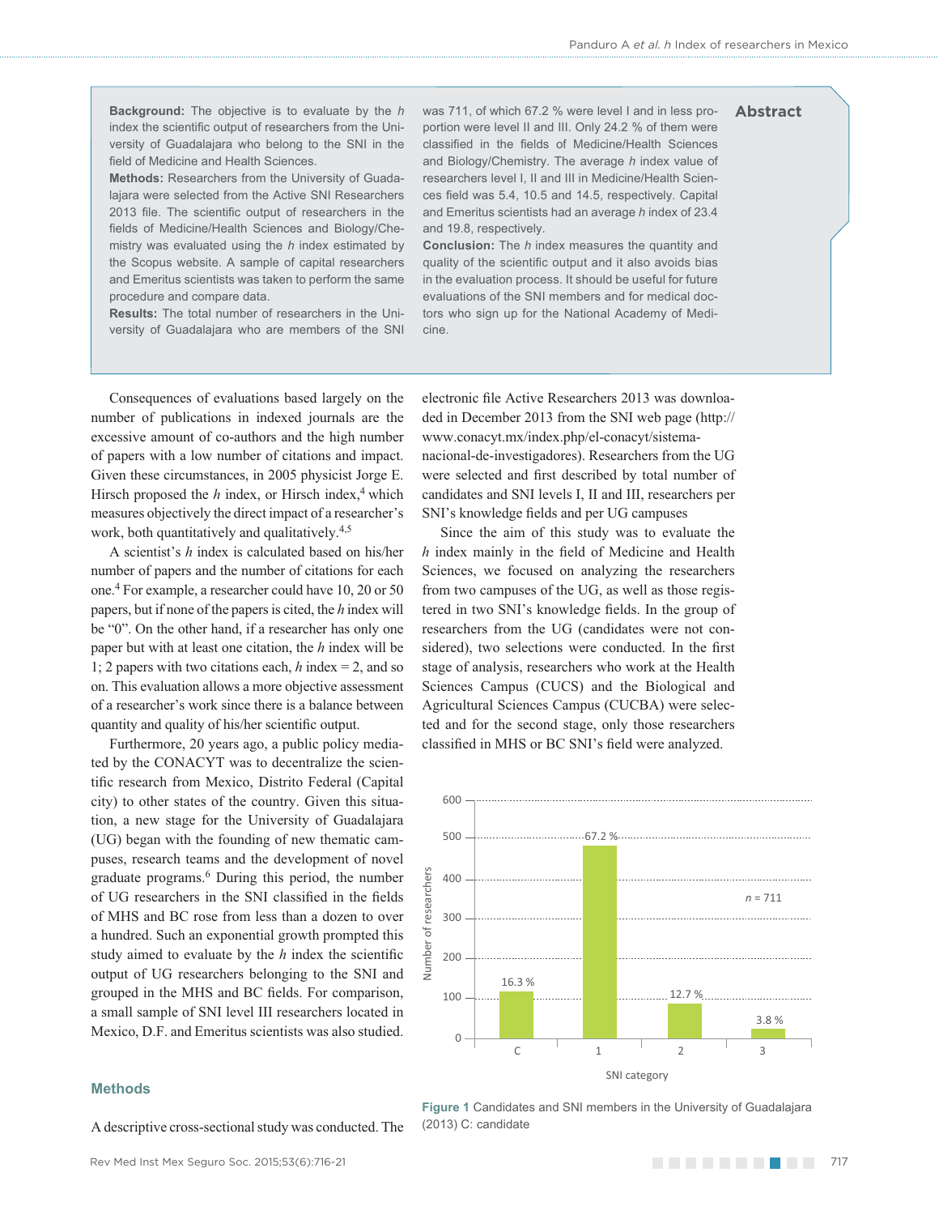## Abstract

**Background:** The objective is to evaluate by the *h* index the scientific output of researchers from the University of Guadalajara who belong to the SNI in the field of Medicine and Health Sciences.

**Methods:** Researchers from the University of Guadalajara were selected from the Active SNI Researchers 2013 file. The scientific output of researchers in the fields of Medicine/Health Sciences and Biology/Chemistry was evaluated using the *h* index estimated by the Scopus website. A sample of capital researchers and Emeritus scientists was taken to perform the same procedure and compare data.

**Results:** The total number of researchers in the University of Guadalajara who are members of the SNI was 711, of which 67.2 % were level I and in less proportion were level II and III. Only 24.2 % of them were classified in the fields of Medicine/Health Sciences and Biology/Chemistry. The average *h* index value of researchers level I, II and III in Medicine/Health Sciences field was 5.4, 10.5 and 14.5, respectively. Capital and Emeritus scientists had an average *h* index of 23.4 and 19.8, respectively.

**Conclusion:** The *h* index measures the quantity and quality of the scientific output and it also avoids bias in the evaluation process. It should be useful for future evaluations of the SNI members and for medical doctors who sign up for the National Academy of Medicine.

Consequences of evaluations based largely on the number of publications in indexed journals are the excessive amount of co-authors and the high number of papers with a low number of citations and impact. Given these circumstances, in 2005 physicist Jorge E. Hirsch proposed the *h* index, or Hirsch index,[4] which measures objectively the direct impact of a researcher's work, both quantitatively and qualitatively.[4,5]

A scientist's *h* index is calculated based on his/her number of papers and the number of citations for each one.[4] For example, a researcher could have 10, 20 or 50 papers, but if none of the papers is cited, the *h* index will be "0". On the other hand, if a researcher has only one paper but with at least one citation, the *h* index will be 1; 2 papers with two citations each, *h* index = 2, and so on. This evaluation allows a more objective assessment of a researcher's work since there is a balance between quantity and quality of his/her scientific output.

Furthermore, 20 years ago, a public policy mediated by the CONACYT was to decentralize the scientific research from Mexico, Distrito Federal (Capital city) to other states of the country. Given this situation, a new stage for the University of Guadalajara (UG) began with the founding of new thematic campuses, research teams and the development of novel graduate programs.[6] During this period, the number of UG researchers in the SNI classified in the fields of MHS and BC rose from less than a dozen to over a hundred. Such an exponential growth prompted this study aimed to evaluate by the *h* index the scientific output of UG researchers belonging to the SNI and grouped in the MHS and BC fields. For comparison, a small sample of SNI level III researchers located in Mexico, D.F. and Emeritus scientists was also studied.

## Methods

A descriptive cross-sectional study was conducted. The electronic file Active Researchers 2013 was downloaded in December 2013 from the SNI web page (http://www.conacyt.mx/index.php/el-conacyt/sistema-nacional-de-investigadores). Researchers from the UG were selected and first described by total number of candidates and SNI levels I, II and III, researchers per SNI's knowledge fields and per UG campuses

Since the aim of this study was to evaluate the *h* index mainly in the field of Medicine and Health Sciences, we focused on analyzing the researchers from two campuses of the UG, as well as those registered in two SNI's knowledge fields. In the group of researchers from the UG (candidates were not considered), two selections were conducted. In the first stage of analysis, researchers who work at the Health Sciences Campus (CUCS) and the Biological and Agricultural Sciences Campus (CUCBA) were selected and for the second stage, only those researchers classified in MHS or BC SNI's field were analyzed.

| SNI category | Percentage |
|---|---|
| C | 16.3 % |
| 1 | 67.2 % |
| 2 | 12.7 % |
| 3 | 3.8 % |

*n* = 711

**Figure 1** Candidates and SNI members in the University of Guadalajara (2013) C: candidate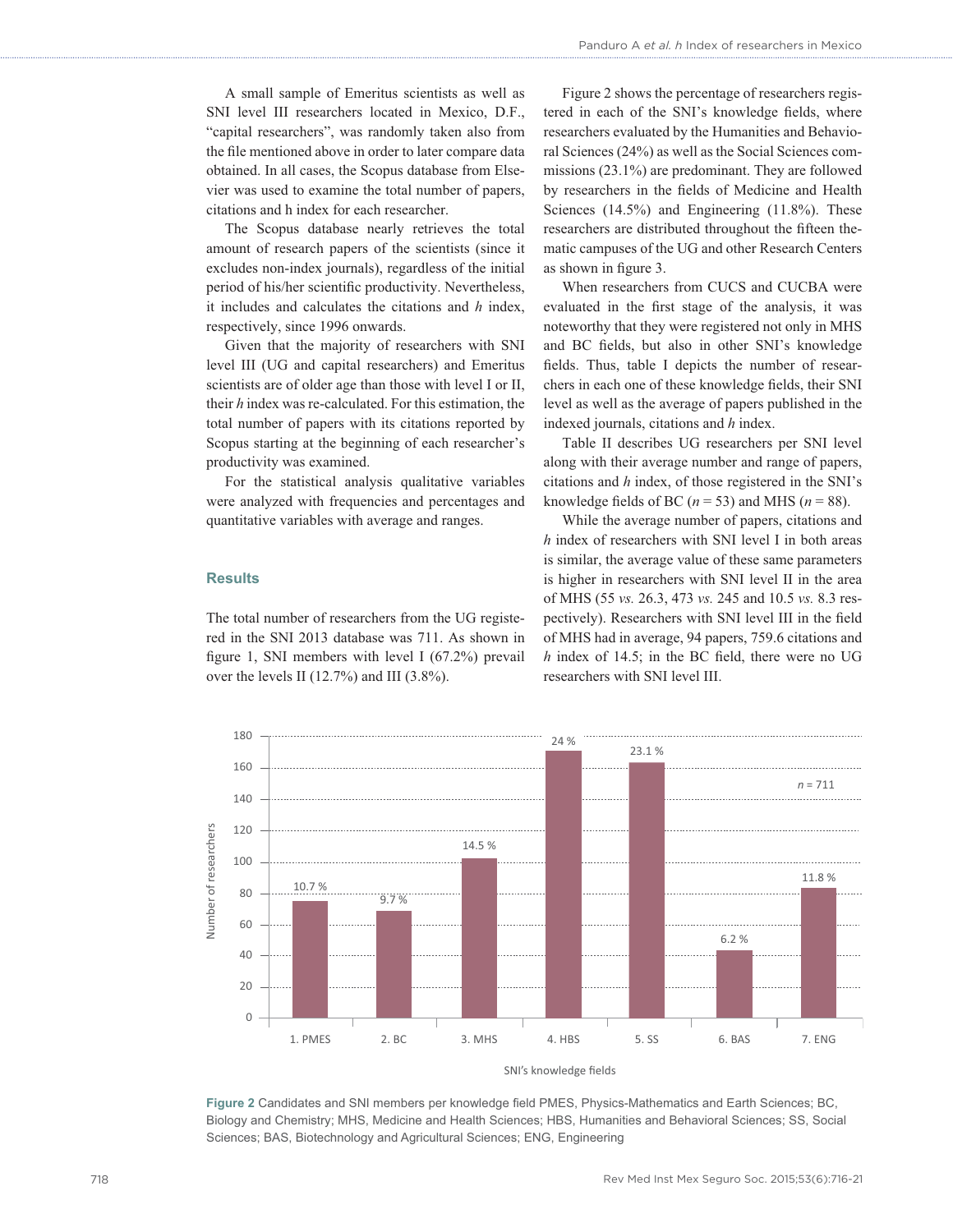A small sample of Emeritus scientists as well as SNI level III researchers located in Mexico, D.F., "capital researchers", was randomly taken also from the file mentioned above in order to later compare data obtained. In all cases, the Scopus database from Elsevier was used to examine the total number of papers, citations and h index for each researcher.

The Scopus database nearly retrieves the total amount of research papers of the scientists (since it excludes non-index journals), regardless of the initial period of his/her scientific productivity. Nevertheless, it includes and calculates the citations and *h* index, respectively, since 1996 onwards.

Given that the majority of researchers with SNI level III (UG and capital researchers) and Emeritus scientists are of older age than those with level I or II, their *h* index was re-calculated. For this estimation, the total number of papers with its citations reported by Scopus starting at the beginning of each researcher's productivity was examined.

For the statistical analysis qualitative variables were analyzed with frequencies and percentages and quantitative variables with average and ranges.

## Results

The total number of researchers from the UG registered in the SNI 2013 database was 711. As shown in figure 1, SNI members with level I (67.2%) prevail over the levels II (12.7%) and III (3.8%).

Figure 2 shows the percentage of researchers registered in each of the SNI's knowledge fields, where researchers evaluated by the Humanities and Behavioral Sciences (24%) as well as the Social Sciences commissions (23.1%) are predominant. They are followed by researchers in the fields of Medicine and Health Sciences (14.5%) and Engineering (11.8%). These researchers are distributed throughout the fifteen thematic campuses of the UG and other Research Centers as shown in figure 3.

When researchers from CUCS and CUCBA were evaluated in the first stage of the analysis, it was noteworthy that they were registered not only in MHS and BC fields, but also in other SNI's knowledge fields. Thus, table I depicts the number of researchers in each one of these knowledge fields, their SNI level as well as the average of papers published in the indexed journals, citations and *h* index.

Table II describes UG researchers per SNI level along with their average number and range of papers, citations and *h* index, of those registered in the SNI's knowledge fields of BC ($n = 53$) and MHS ($n = 88$).

While the average number of papers, citations and *h* index of researchers with SNI level I in both areas is similar, the average value of these same parameters is higher in researchers with SNI level II in the area of MHS (55 *vs.* 26.3, 473 *vs.* 245 and 10.5 *vs.* 8.3 respectively). Researchers with SNI level III in the field of MHS had in average, 94 papers, 759.6 citations and *h* index of 14.5; in the BC field, there were no UG researchers with SNI level III.

| SNI's knowledge fields | Number of researchers (%) |
|---|---|
| 1. PMES | 10.7 % |
| 2. BC | 9.7 % |
| 3. MHS | 14.5 % |
| 4. HBS | 24 % |
| 5. SS | 23.1 % |
| 6. BAS | 6.2 % |
| 7. ENG | 11.8 % |

$n = 711$

**Figure 2** Candidates and SNI members per knowledge field PMES, Physics-Mathematics and Earth Sciences; BC, Biology and Chemistry; MHS, Medicine and Health Sciences; HBS, Humanities and Behavioral Sciences; SS, Social Sciences; BAS, Biotechnology and Agricultural Sciences; ENG, Engineering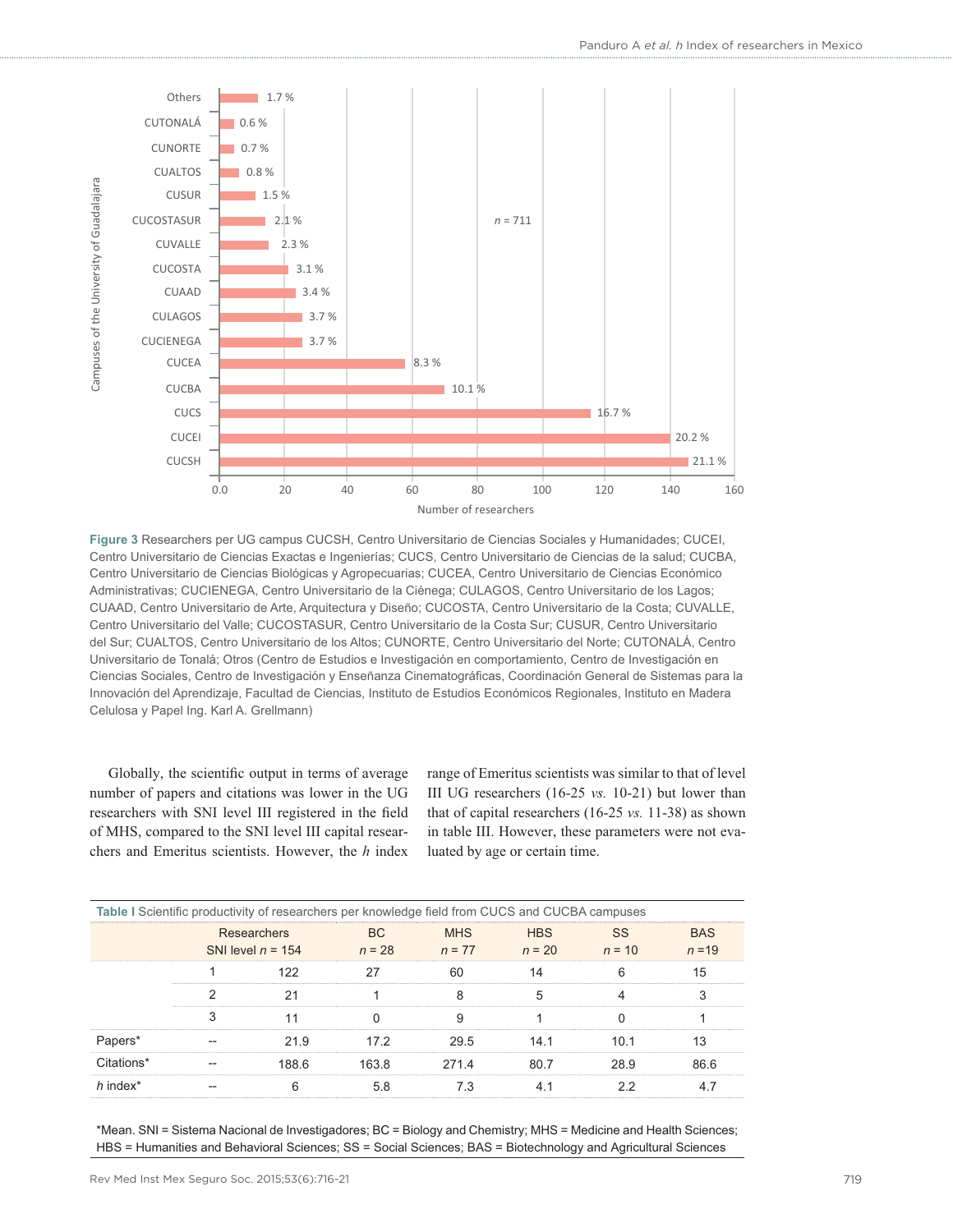Figure 3 Researchers per UG campus CUCSH, Centro Universitario de Ciencias Sociales y Humanidades; CUCEI, Centro Universitario de Ciencias Exactas e Ingenierías; CUCS, Centro Universitario de Ciencias de la salud; CUCBA, Centro Universitario de Ciencias Biológicas y Agropecuarias; CUCEA, Centro Universitario de Ciencias Económico Administrativas; CUCIENEGA, Centro Universitario de la Ciénega; CULAGOS, Centro Universitario de los Lagos; CUAAD, Centro Universitario de Arte, Arquitectura y Diseño; CUCOSTA, Centro Universitario de la Costa; CUVALLE, Centro Universitario del Valle; CUCOSTASUR, Centro Universitario de la Costa Sur; CUSUR, Centro Universitario del Sur; CUALTOS, Centro Universitario de los Altos; CUNORTE, Centro Universitario del Norte; CUTONALÁ, Centro Universitario de Tonalá; Otros (Centro de Estudios e Investigación en comportamiento, Centro de Investigación en Ciencias Sociales, Centro de Investigación y Enseñanza Cinematográficas, Coordinación General de Sistemas para la Innovación del Aprendizaje, Facultad de Ciencias, Instituto de Estudios Económicos Regionales, Instituto en Madera Celulosa y Papel Ing. Karl A. Grellmann)

Globally, the scientific output in terms of average number of papers and citations was lower in the UG researchers with SNI level III registered in the field of MHS, compared to the SNI level III capital researchers and Emeritus scientists. However, the *h* index range of Emeritus scientists was similar to that of level III UG researchers (16-25 *vs.* 10-21) but lower than that of capital researchers (16-25 *vs.* 11-38) as shown in table III. However, these parameters were not evaluated by age or certain time.

Table I Scientific productivity of researchers per knowledge field from CUCS and CUCBA campuses

| | Researchers SNI level | $n$ = 154 | BC $n$ = 28 | MHS $n$ = 77 | HBS $n$ = 20 | SS $n$ = 10 | BAS $n$ =19 |
|---|---|---|---|---|---|---|---|
| | 1 | 122 | 27 | 60 | 14 | 6 | 15 |
| | 2 | 21 | 1 | 8 | 5 | 4 | 3 |
| | 3 | 11 | 0 | 9 | 1 | 0 | 1 |
| Papers* | -- | 21.9 | 17.2 | 29.5 | 14.1 | 10.1 | 13 |
| Citations* | -- | 188.6 | 163.8 | 271.4 | 80.7 | 28.9 | 86.6 |
| *h* index* | -- | 6 | 5.8 | 7.3 | 4.1 | 2.2 | 4.7 |

*Mean. SNI = Sistema Nacional de Investigadores; BC = Biology and Chemistry; MHS = Medicine and Health Sciences; HBS = Humanities and Behavioral Sciences; SS = Social Sciences; BAS = Biotechnology and Agricultural Sciences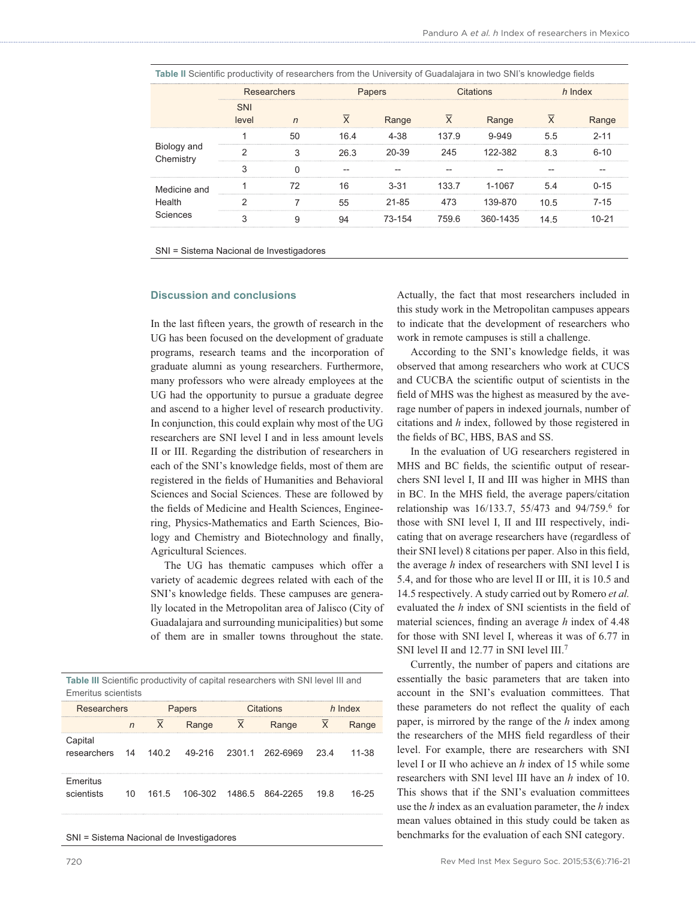**Table II** Scientific productivity of researchers from the University of Guadalajara in two SNI's knowledge fields

| | Researchers | | Papers | | Citations | | *h* Index | |
|---|---|---|---|---|---|---|---|---|
| | SNI level | *n* | $\overline{X}$ | Range | $\overline{X}$ | Range | $\overline{X}$ | Range |
| Biology and Chemistry | 1 | 50 | 16.4 | 4-38 | 137.9 | 9-949 | 5.5 | 2-11 |
| | 2 | 3 | 26.3 | 20-39 | 245 | 122-382 | 8.3 | 6-10 |
| | 3 | 0 | -- | -- | -- | -- | -- | -- |
| Medicine and Health Sciences | 1 | 72 | 16 | 3-31 | 133.7 | 1-1067 | 5.4 | 0-15 |
| | 2 | 7 | 55 | 21-85 | 473 | 139-870 | 10.5 | 7-15 |
| | 3 | 9 | 94 | 73-154 | 759.6 | 360-1435 | 14.5 | 10-21 |

SNI = Sistema Nacional de Investigadores

## Discussion and conclusions

In the last fifteen years, the growth of research in the UG has been focused on the development of graduate programs, research teams and the incorporation of graduate alumni as young researchers. Furthermore, many professors who were already employees at the UG had the opportunity to pursue a graduate degree and ascend to a higher level of research productivity. In conjunction, this could explain why most of the UG researchers are SNI level I and in less amount levels II or III. Regarding the distribution of researchers in each of the SNI's knowledge fields, most of them are registered in the fields of Humanities and Behavioral Sciences and Social Sciences. These are followed by the fields of Medicine and Health Sciences, Engineering, Physics-Mathematics and Earth Sciences, Biology and Chemistry and Biotechnology and finally, Agricultural Sciences.

The UG has thematic campuses which offer a variety of academic degrees related with each of the SNI's knowledge fields. These campuses are generally located in the Metropolitan area of Jalisco (City of Guadalajara and surrounding municipalities) but some of them are in smaller towns throughout the state. Actually, the fact that most researchers included in this study work in the Metropolitan campuses appears to indicate that the development of researchers who work in remote campuses is still a challenge.

According to the SNI's knowledge fields, it was observed that among researchers who work at CUCS and CUCBA the scientific output of scientists in the field of MHS was the highest as measured by the average number of papers in indexed journals, number of citations and *h* index, followed by those registered in the fields of BC, HBS, BAS and SS.

In the evaluation of UG researchers registered in MHS and BC fields, the scientific output of researchers SNI level I, II and III was higher in MHS than in BC. In the MHS field, the average papers/citation relationship was 16/133.7, 55/473 and 94/759.[6] for those with SNI level I, II and III respectively, indicating that on average researchers have (regardless of their SNI level) 8 citations per paper. Also in this field, the average *h* index of researchers with SNI level I is 5.4, and for those who are level II or III, it is 10.5 and 14.5 respectively. A study carried out by Romero *et al.* evaluated the *h* index of SNI scientists in the field of material sciences, finding an average *h* index of 4.48 for those with SNI level I, whereas it was of 6.77 in SNI level II and 12.77 in SNI level III.[7]

Currently, the number of papers and citations are essentially the basic parameters that are taken into account in the SNI's evaluation committees. That these parameters do not reflect the quality of each paper, is mirrored by the range of the *h* index among the researchers of the MHS field regardless of their level. For example, there are researchers with SNI level I or II who achieve an *h* index of 15 while some researchers with SNI level III have an *h* index of 10. This shows that if the SNI's evaluation committees use the *h* index as an evaluation parameter, the *h* index mean values obtained in this study could be taken as benchmarks for the evaluation of each SNI category.

**Table III** Scientific productivity of capital researchers with SNI level III and Emeritus scientists

| Researchers | | Papers | | Citations | | *h* Index | |
|---|---|---|---|---|---|---|---|
| | *n* | $\overline{X}$ | Range | $\overline{X}$ | Range | $\overline{X}$ | Range |
| Capital researchers | 14 | 140.2 | 49-216 | 2301.1 | 262-6969 | 23.4 | 11-38 |
| Emeritus scientists | 10 | 161.5 | 106-302 | 1486.5 | 864-2265 | 19.8 | 16-25 |

SNI = Sistema Nacional de Investigadores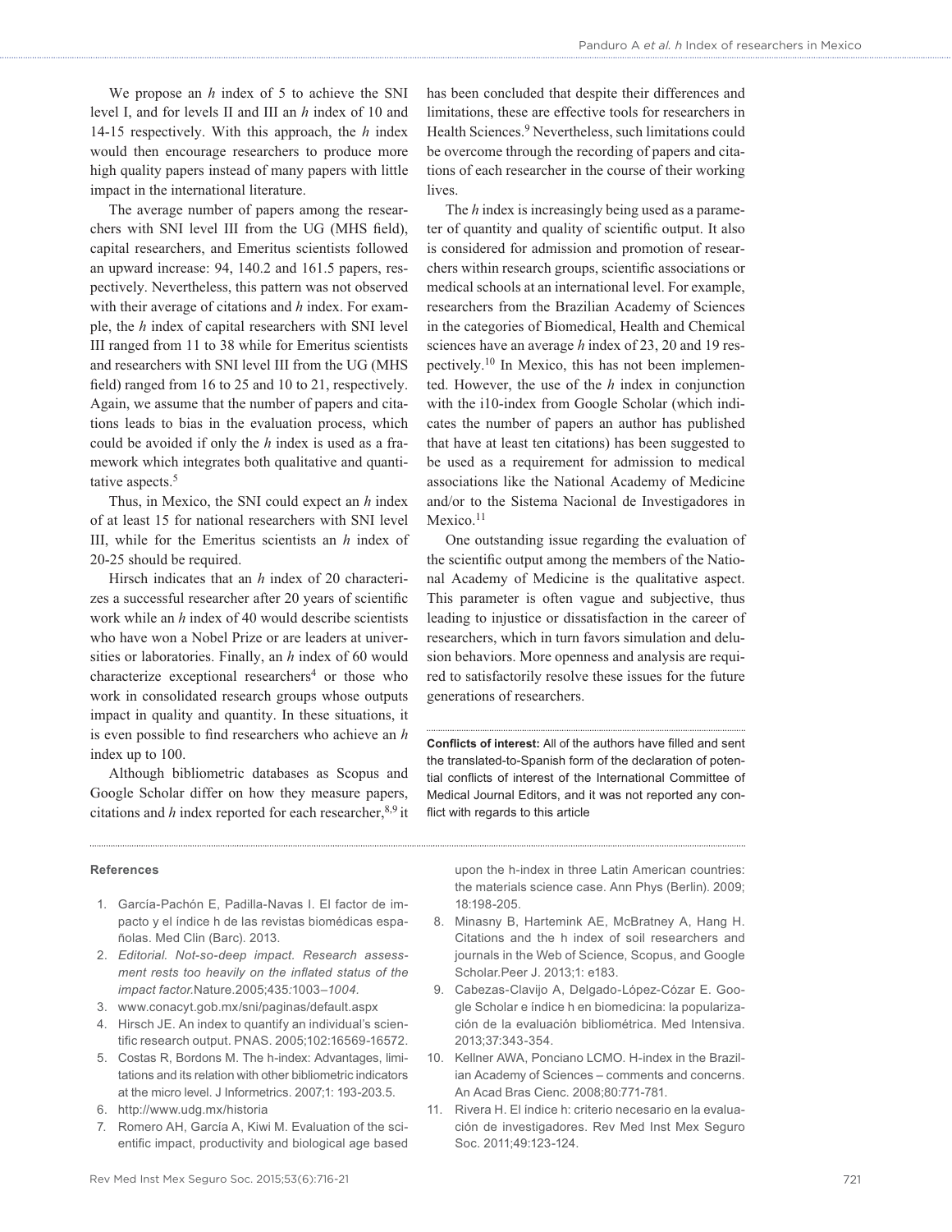We propose an *h* index of 5 to achieve the SNI level I, and for levels II and III an *h* index of 10 and 14-15 respectively. With this approach, the *h* index would then encourage researchers to produce more high quality papers instead of many papers with little impact in the international literature.

The average number of papers among the researchers with SNI level III from the UG (MHS field), capital researchers, and Emeritus scientists followed an upward increase: 94, 140.2 and 161.5 papers, respectively. Nevertheless, this pattern was not observed with their average of citations and *h* index. For example, the *h* index of capital researchers with SNI level III ranged from 11 to 38 while for Emeritus scientists and researchers with SNI level III from the UG (MHS field) ranged from 16 to 25 and 10 to 21, respectively. Again, we assume that the number of papers and citations leads to bias in the evaluation process, which could be avoided if only the *h* index is used as a framework which integrates both qualitative and quantitative aspects.[5]

Thus, in Mexico, the SNI could expect an *h* index of at least 15 for national researchers with SNI level III, while for the Emeritus scientists an *h* index of 20-25 should be required.

Hirsch indicates that an *h* index of 20 characterizes a successful researcher after 20 years of scientific work while an *h* index of 40 would describe scientists who have won a Nobel Prize or are leaders at universities or laboratories. Finally, an *h* index of 60 would characterize exceptional researchers[4] or those who work in consolidated research groups whose outputs impact in quality and quantity. In these situations, it is even possible to find researchers who achieve an *h* index up to 100.

Although bibliometric databases as Scopus and Google Scholar differ on how they measure papers, citations and *h* index reported for each researcher,[8,9] it has been concluded that despite their differences and limitations, these are effective tools for researchers in Health Sciences.[9] Nevertheless, such limitations could be overcome through the recording of papers and citations of each researcher in the course of their working lives.

The *h* index is increasingly being used as a parameter of quantity and quality of scientific output. It also is considered for admission and promotion of researchers within research groups, scientific associations or medical schools at an international level. For example, researchers from the Brazilian Academy of Sciences in the categories of Biomedical, Health and Chemical sciences have an average *h* index of 23, 20 and 19 respectively.[10] In Mexico, this has not been implemented. However, the use of the *h* index in conjunction with the i10-index from Google Scholar (which indicates the number of papers an author has published that have at least ten citations) has been suggested to be used as a requirement for admission to medical associations like the National Academy of Medicine and/or to the Sistema Nacional de Investigadores in Mexico.[11]

One outstanding issue regarding the evaluation of the scientific output among the members of the National Academy of Medicine is the qualitative aspect. This parameter is often vague and subjective, thus leading to injustice or dissatisfaction in the career of researchers, which in turn favors simulation and delusion behaviors. More openness and analysis are required to satisfactorily resolve these issues for the future generations of researchers.

**Conflicts of interest:** All of the authors have filled and sent the translated-to-Spanish form of the declaration of potential conflicts of interest of the International Committee of Medical Journal Editors, and it was not reported any conflict with regards to this article

#### References

1. García-Pachón E, Padilla-Navas I. El factor de impacto y el índice h de las revistas biomédicas españolas. Med Clin (Barc). 2013.
2. *Editorial. Not-so-deep impact. Research assessment rests too heavily on the inflated status of the impact factor.*Nature.2005;435*:*1003*–1004.*
3. www.conacyt.gob.mx/sni/paginas/default.aspx
4. Hirsch JE. An index to quantify an individual's scientific research output. PNAS. 2005;102:16569-16572.
5. Costas R, Bordons M. The h-index: Advantages, limitations and its relation with other bibliometric indicators at the micro level. J Informetrics. 2007;1: 193-203.5.
6. http://www.udg.mx/historia
7. Romero AH, García A, Kiwi M. Evaluation of the scientific impact, productivity and biological age based upon the h-index in three Latin American countries: the materials science case. Ann Phys (Berlin). 2009; 18:198-205.
8. Minasny B, Hartemink AE, McBratney A, Hang H. Citations and the h index of soil researchers and journals in the Web of Science, Scopus, and Google Scholar.Peer J. 2013;1: e183.
9. Cabezas-Clavijo A, Delgado-López-Cózar E. Google Scholar e índice h en biomedicina: la popularización de la evaluación bibliométrica. Med Intensiva. 2013;37:343-354.
10. Kellner AWA, Ponciano LCMO. H-index in the Brazilian Academy of Sciences – comments and concerns. An Acad Bras Cienc. 2008;80:771-781.
11. Rivera H. El índice h: criterio necesario en la evaluación de investigadores. Rev Med Inst Mex Seguro Soc. 2011;49:123-124.